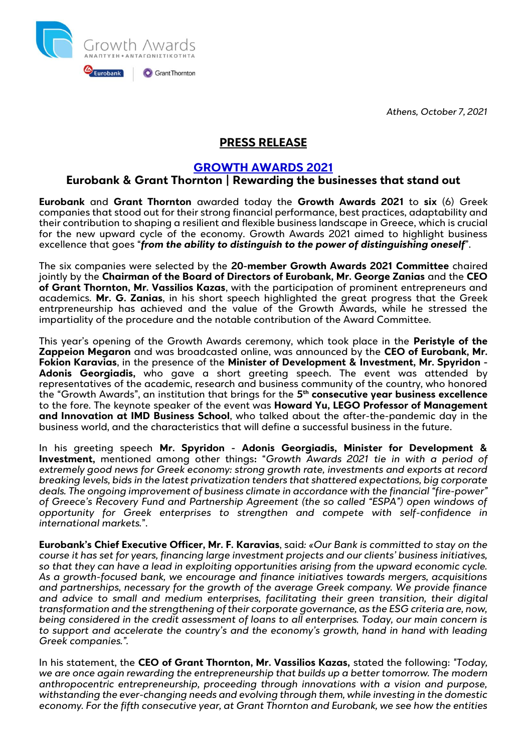Athens, October 7, 2021

# PRESS RELEASE

## GROWTH AWARDS 2021

### Eurobank & Grant Thornton | Rewarding the businesses that stand out

**Eurobank** and **Grant Thornton** awarded today the **Growth Awards 2021** to **six** (6) Greek companies that stood out for their strong financial performance, best practices, adaptability and their contribution to shaping a resilient and flexible business landscape in Greece, which is crucial for the new upward cycle of the economy. Growth Awards 2021 aimed to highlight business excellence that goes "***from the ability to distinguish to the power of distinguishing oneself***".

The six companies were selected by the **20-member Growth Awards 2021 Committee** chaired jointly by the **Chairman of the Board of Directors of Eurobank, Mr. George Zanias** and the **CEO of Grant Thornton, Mr. Vassilios Kazas**, with the participation of prominent entrepreneurs and academics. **Mr. G. Zanias**, in his short speech highlighted the great progress that the Greek entrpreneurship has achieved and the value of the Growth Awards, while he stressed the impartiality of the procedure and the notable contribution of the Award Committee.

This year's opening of the Growth Awards ceremony, which took place in the **Peristyle of the Zappeion Megaron** and was broadcasted online, was announced by the **CEO of Eurobank, Mr. Fokion Karavias**, in the presence of the **Minister of Development & Investment, Mr. Spyridon - Adonis Georgiadis,** who gave a short greeting speech. The event was attended by representatives of the academic, research and business community of the country, who honored the "Growth Awards", an institution that brings for the **5th consecutive year business excellence** to the fore. The keynote speaker of the event was **Howard Yu, LEGO Professor of Management and Innovation at IMD Business School**, who talked about the after-the-pandemic day in the business world, and the characteristics that will define a successful business in the future.

In his greeting speech **Mr. Spyridon - Adonis Georgiadis, Minister for Development & Investment,** mentioned among other things**:** "*Growth Awards 2021 tie in with a period of extremely good news for Greek economy: strong growth rate, investments and exports at record breaking levels, bids in the latest privatization tenders that shattered expectations, big corporate deals. The ongoing improvement of business climate in accordance with the financial "fire-power" of Greece's Recovery Fund and Partnership Agreement (the so called "ESPA") open windows of opportunity for Greek enterprises to strengthen and compete with self-confidence in international markets.*".

**Eurobank's Chief Executive Officer, Mr. F. Karavias**, said*: «Our Bank is committed to stay on the course it has set for years, financing large investment projects and our clients' business initiatives, so that they can have a lead in exploiting opportunities arising from the upward economic cycle. As a growth-focused bank, we encourage and finance initiatives towards mergers, acquisitions and partnerships, necessary for the growth of the average Greek company. We provide finance and advice to small and medium enterprises, facilitating their green transition, their digital transformation and the strengthening of their corporate governance, as the ESG criteria are, now, being considered in the credit assessment of loans to all enterprises. Today, our main concern is to support and accelerate the country's and the economy's growth, hand in hand with leading Greek companies.".*

In his statement, the **CEO of Grant Thornton, Mr. Vassilios Kazas,** stated the following: *"Today, we are once again rewarding the entrepreneurship that builds up a better tomorrow. The modern anthropocentric entrepreneurship, proceeding through innovations with a vision and purpose, withstanding the ever-changing needs and evolving through them, while investing in the domestic economy. For the fifth consecutive year, at Grant Thornton and Eurobank, we see how the entities*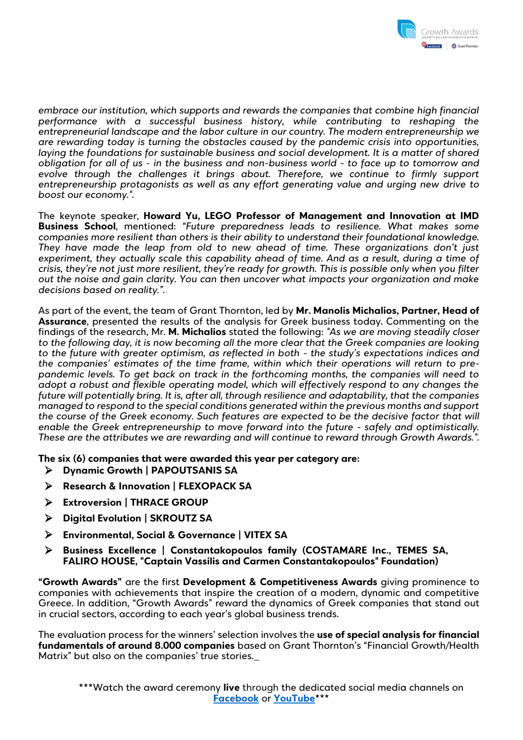*embrace our institution, which supports and rewards the companies that combine high financial performance with a successful business history, while contributing to reshaping the entrepreneurial landscape and the labor culture in our country. The modern entrepreneurship we are rewarding today is turning the obstacles caused by the pandemic crisis into opportunities, laying the foundations for sustainable business and social development. It is a matter of shared obligation for all of us - in the business and non-business world - to face up to tomorrow and evolve through the challenges it brings about. Therefore, we continue to firmly support entrepreneurship protagonists as well as any effort generating value and urging new drive to boost our economy.".*

The keynote speaker, **Howard Yu, LEGO Professor of Management and Innovation at IMD Business School**, mentioned: *"Future preparedness leads to resilience. What makes some companies more resilient than others is their ability to understand their foundational knowledge. They have made the leap from old to new ahead of time. These organizations don't just experiment, they actually scale this capability ahead of time. And as a result, during a time of crisis, they're not just more resilient, they're ready for growth. This is possible only when you filter out the noise and gain clarity. You can then uncover what impacts your organization and make decisions based on reality.".*

As part of the event, the team of Grant Thornton, led by **Mr. Manolis Michalios, Partner, Head of Assurance**, presented the results of the analysis for Greek business today. Commenting on the findings of the research, Mr. **M. Michalios** stated the following: *"As we are moving steadily closer to the following day, it is now becoming all the more clear that the Greek companies are looking to the future with greater optimism, as reflected in both - the study's expectations indices and the companies' estimates of the time frame, within which their operations will return to pre-pandemic levels. To get back on track in the forthcoming months, the companies will need to adopt a robust and flexible operating model, which will effectively respond to any changes the future will potentially bring. It is, after all, through resilience and adaptability, that the companies managed to respond to the special conditions generated within the previous months and support the course of the Greek economy. Such features are expected to be the decisive factor that will enable the Greek entrepreneurship to move forward into the future - safely and optimistically. These are the attributes we are rewarding and will continue to reward through Growth Awards.".*

**The six (6) companies that were awarded this year per category are:**

- **Dynamic Growth | PAPOUTSANIS SA**
- **Research & Innovation | FLEXOPACK SA**
- **Extroversion | THRACE GROUP**
- **Digital Evolution | SKROUTZ SA**
- **Environmental, Social & Governance | VITEX SA**
- **Business Excellence | Constantakopoulos family (COSTAMARE Inc., TEMES SA, FALIRO HOUSE, "Captain Vassilis and Carmen Constantakopoulos" Foundation)**

**"Growth Awards"** are the first **Development & Competitiveness Awards** giving prominence to companies with achievements that inspire the creation of a modern, dynamic and competitive Greece. In addition, "Growth Awards" reward the dynamics of Greek companies that stand out in crucial sectors, according to each year's global business trends.

The evaluation process for the winners' selection involves the **use of special analysis for financial fundamentals of around 8.000 companies** based on Grant Thornton's "Financial Growth/Health Matrix" but also on the companies' true stories._

\*\*\*Watch the award ceremony **live** through the dedicated social media channels on [Facebook] or [YouTube]\*\*\*